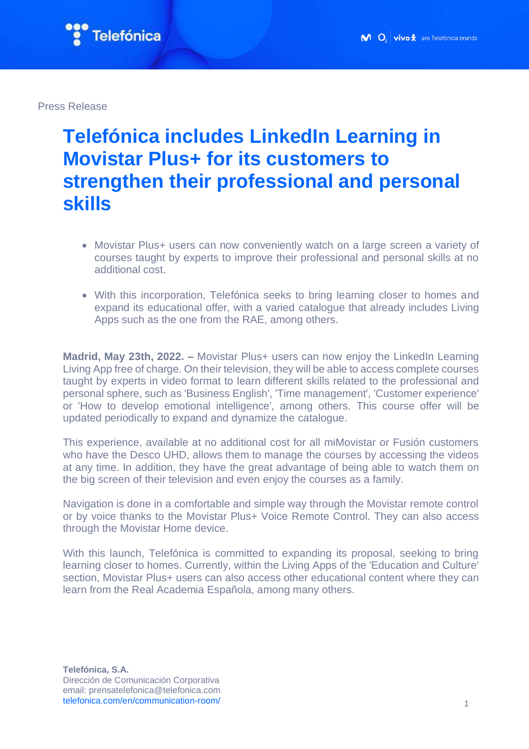Press Release

# Telefónica includes LinkedIn Learning in Movistar Plus+ for its customers to strengthen their professional and personal skills

- Movistar Plus+ users can now conveniently watch on a large screen a variety of courses taught by experts to improve their professional and personal skills at no additional cost.
- With this incorporation, Telefónica seeks to bring learning closer to homes and expand its educational offer, with a varied catalogue that already includes Living Apps such as the one from the RAE, among others.

**Madrid, May 23th, 2022. –** Movistar Plus+ users can now enjoy the LinkedIn Learning Living App free of charge. On their television, they will be able to access complete courses taught by experts in video format to learn different skills related to the professional and personal sphere, such as 'Business English', 'Time management', 'Customer experience' or 'How to develop emotional intelligence', among others. This course offer will be updated periodically to expand and dynamize the catalogue.

This experience, available at no additional cost for all miMovistar or Fusión customers who have the Desco UHD, allows them to manage the courses by accessing the videos at any time. In addition, they have the great advantage of being able to watch them on the big screen of their television and even enjoy the courses as a family.

Navigation is done in a comfortable and simple way through the Movistar remote control or by voice thanks to the Movistar Plus+ Voice Remote Control. They can also access through the Movistar Home device.

With this launch, Telefónica is committed to expanding its proposal, seeking to bring learning closer to homes. Currently, within the Living Apps of the 'Education and Culture' section, Movistar Plus+ users can also access other educational content where they can learn from the Real Academia Española, among many others.

**Telefónica, S.A.**
Dirección de Comunicación Corporativa
email: prensatelefonica@telefonica.com
telefonica.com/en/communication-room/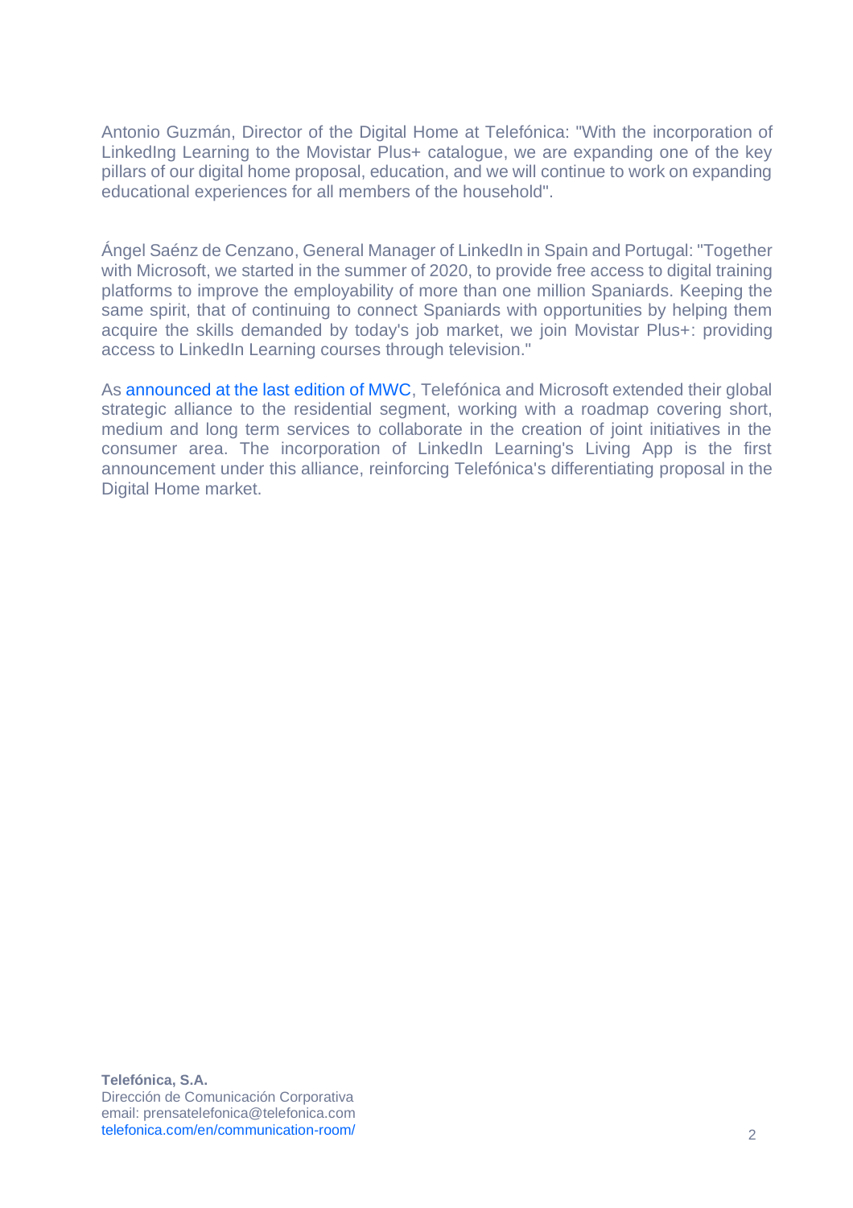Antonio Guzmán, Director of the Digital Home at Telefónica: "With the incorporation of LinkedIng Learning to the Movistar Plus+ catalogue, we are expanding one of the key pillars of our digital home proposal, education, and we will continue to work on expanding educational experiences for all members of the household".

Ángel Saénz de Cenzano, General Manager of LinkedIn in Spain and Portugal: "Together with Microsoft, we started in the summer of 2020, to provide free access to digital training platforms to improve the employability of more than one million Spaniards. Keeping the same spirit, that of continuing to connect Spaniards with opportunities by helping them acquire the skills demanded by today's job market, we join Movistar Plus+: providing access to LinkedIn Learning courses through television."

As announced at the last edition of MWC, Telefónica and Microsoft extended their global strategic alliance to the residential segment, working with a roadmap covering short, medium and long term services to collaborate in the creation of joint initiatives in the consumer area. The incorporation of LinkedIn Learning's Living App is the first announcement under this alliance, reinforcing Telefónica's differentiating proposal in the Digital Home market.

**Telefónica, S.A.**
Dirección de Comunicación Corporativa
email: prensatelefonica@telefonica.com
telefonica.com/en/communication-room/